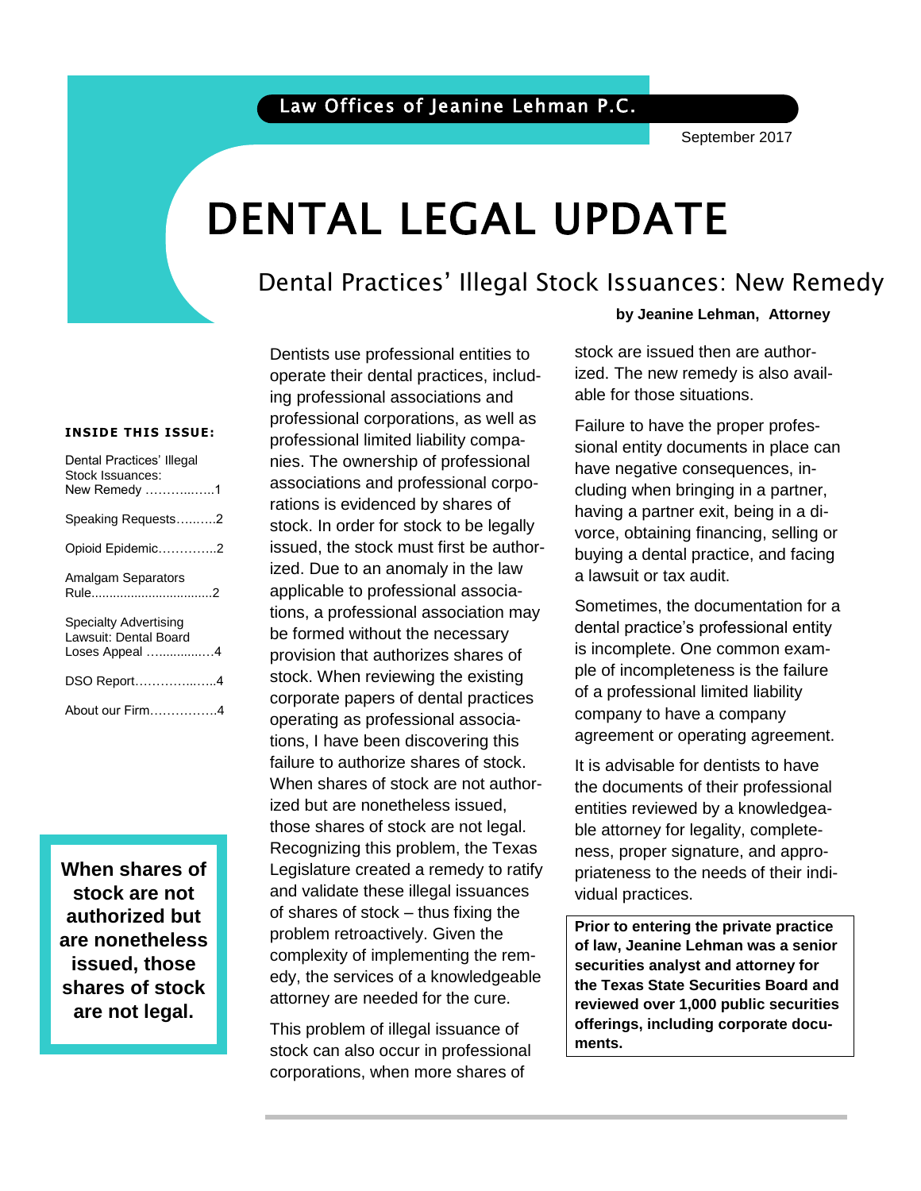Law Offices of Jeanine Lehman P.C.

September 2017

# DENTAL LEGAL UPDATE

## Dental Practices' Illegal Stock Issuances: New Remedy

**by Jeanine Lehman, Attorney**

**INSIDE THIS ISSUE:**

- Dental Practices' Illegal Stock Issuances: New Remedy …………1
- Speaking Requests……….2
- Opioid Epidemic…………..2
- Amalgam Separators Rule..................................2
- Specialty Advertising Lawsuit: Dental Board Loses Appeal ……………..4
- DSO Report……………...…..4
- About our Firm…………….4

Dentists use professional entities to operate their dental practices, including professional associations and professional corporations, as well as professional limited liability companies. The ownership of professional associations and professional corporations is evidenced by shares of stock. In order for stock to be legally issued, the stock must first be authorized. Due to an anomaly in the law applicable to professional associations, a professional association may be formed without the necessary provision that authorizes shares of stock. When reviewing the existing corporate papers of dental practices operating as professional associations, I have been discovering this failure to authorize shares of stock. When shares of stock are not authorized but are nonetheless issued, those shares of stock are not legal. Recognizing this problem, the Texas Legislature created a remedy to ratify and validate these illegal issuances of shares of stock – thus fixing the problem retroactively. Given the complexity of implementing the remedy, the services of a knowledgeable attorney are needed for the cure.

**When shares of stock are not authorized but are nonetheless issued, those shares of stock are not legal.**

This problem of illegal issuance of stock can also occur in professional corporations, when more shares of stock are issued then are authorized. The new remedy is also available for those situations.

Failure to have the proper professional entity documents in place can have negative consequences, including when bringing in a partner, having a partner exit, being in a divorce, obtaining financing, selling or buying a dental practice, and facing a lawsuit or tax audit.

Sometimes, the documentation for a dental practice's professional entity is incomplete. One common example of incompleteness is the failure of a professional limited liability company to have a company agreement or operating agreement.

It is advisable for dentists to have the documents of their professional entities reviewed by a knowledgeable attorney for legality, completeness, proper signature, and appropriateness to the needs of their individual practices.

**Prior to entering the private practice of law, Jeanine Lehman was a senior securities analyst and attorney for the Texas State Securities Board and reviewed over 1,000 public securities offerings, including corporate documents.**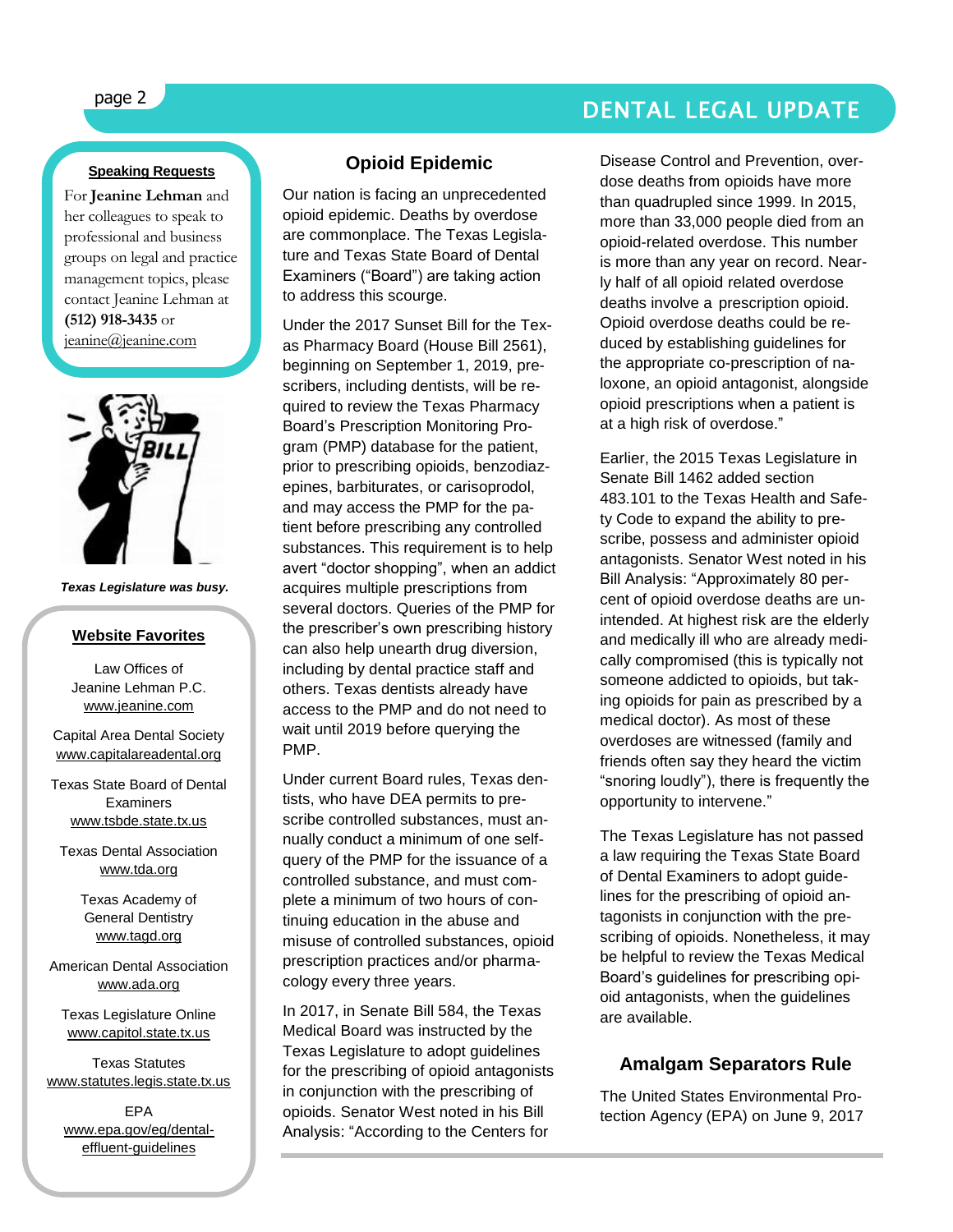#### Speaking Requests

For **Jeanine Lehman** and her colleagues to speak to professional and business groups on legal and practice management topics, please contact Jeanine Lehman at **(512) 918-3435** or jeanine@jeanine.com

***Texas Legislature was busy.***

#### Website Favorites

Law Offices of Jeanine Lehman P.C.
www.jeanine.com

Capital Area Dental Society
www.capitalareadental.org

Texas State Board of Dental Examiners
www.tsbde.state.tx.us

Texas Dental Association
www.tda.org

Texas Academy of General Dentistry
www.tagd.org

American Dental Association
www.ada.org

Texas Legislature Online
www.capitol.state.tx.us

Texas Statutes
www.statutes.legis.state.tx.us

EPA
www.epa.gov/eg/dental-effluent-guidelines

## Opioid Epidemic

Our nation is facing an unprecedented opioid epidemic. Deaths by overdose are commonplace. The Texas Legislature and Texas State Board of Dental Examiners ("Board") are taking action to address this scourge.

Under the 2017 Sunset Bill for the Texas Pharmacy Board (House Bill 2561), beginning on September 1, 2019, prescribers, including dentists, will be required to review the Texas Pharmacy Board's Prescription Monitoring Program (PMP) database for the patient, prior to prescribing opioids, benzodiazepines, barbiturates, or carisoprodol, and may access the PMP for the patient before prescribing any controlled substances. This requirement is to help avert "doctor shopping", when an addict acquires multiple prescriptions from several doctors. Queries of the PMP for the prescriber's own prescribing history can also help unearth drug diversion, including by dental practice staff and others. Texas dentists already have access to the PMP and do not need to wait until 2019 before querying the PMP.

Under current Board rules, Texas dentists, who have DEA permits to prescribe controlled substances, must annually conduct a minimum of one self-query of the PMP for the issuance of a controlled substance, and must complete a minimum of two hours of continuing education in the abuse and misuse of controlled substances, opioid prescription practices and/or pharmacology every three years.

In 2017, in Senate Bill 584, the Texas Medical Board was instructed by the Texas Legislature to adopt guidelines for the prescribing of opioid antagonists in conjunction with the prescribing of opioids. Senator West noted in his Bill Analysis: "According to the Centers for Disease Control and Prevention, overdose deaths from opioids have more than quadrupled since 1999. In 2015, more than 33,000 people died from an opioid-related overdose. This number is more than any year on record. Nearly half of all opioid related overdose deaths involve a prescription opioid. Opioid overdose deaths could be reduced by establishing guidelines for the appropriate co-prescription of naloxone, an opioid antagonist, alongside opioid prescriptions when a patient is at a high risk of overdose."

Earlier, the 2015 Texas Legislature in Senate Bill 1462 added section 483.101 to the Texas Health and Safety Code to expand the ability to prescribe, possess and administer opioid antagonists. Senator West noted in his Bill Analysis: "Approximately 80 percent of opioid overdose deaths are unintended. At highest risk are the elderly and medically ill who are already medically compromised (this is typically not someone addicted to opioids, but taking opioids for pain as prescribed by a medical doctor). As most of these overdoses are witnessed (family and friends often say they heard the victim "snoring loudly"), there is frequently the opportunity to intervene."

The Texas Legislature has not passed a law requiring the Texas State Board of Dental Examiners to adopt guidelines for the prescribing of opioid antagonists in conjunction with the prescribing of opioids. Nonetheless, it may be helpful to review the Texas Medical Board's guidelines for prescribing opioid antagonists, when the guidelines are available.

## Amalgam Separators Rule

The United States Environmental Protection Agency (EPA) on June 9, 2017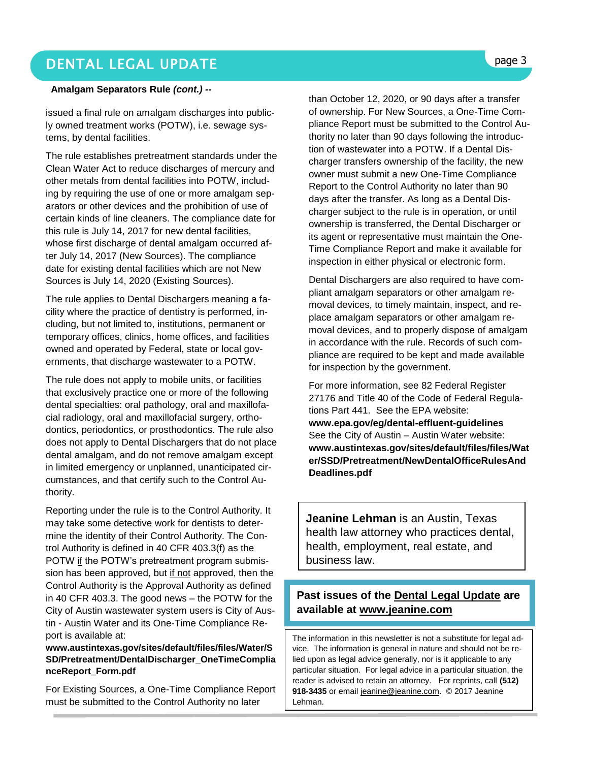**Amalgam Separators Rule *(cont.)* --**

issued a final rule on amalgam discharges into publicly owned treatment works (POTW), i.e. sewage systems, by dental facilities.

The rule establishes pretreatment standards under the Clean Water Act to reduce discharges of mercury and other metals from dental facilities into POTW, including by requiring the use of one or more amalgam separators or other devices and the prohibition of use of certain kinds of line cleaners. The compliance date for this rule is July 14, 2017 for new dental facilities, whose first discharge of dental amalgam occurred after July 14, 2017 (New Sources). The compliance date for existing dental facilities which are not New Sources is July 14, 2020 (Existing Sources).

The rule applies to Dental Dischargers meaning a facility where the practice of dentistry is performed, including, but not limited to, institutions, permanent or temporary offices, clinics, home offices, and facilities owned and operated by Federal, state or local governments, that discharge wastewater to a POTW.

The rule does not apply to mobile units, or facilities that exclusively practice one or more of the following dental specialties: oral pathology, oral and maxillofacial radiology, oral and maxillofacial surgery, orthodontics, periodontics, or prosthodontics. The rule also does not apply to Dental Dischargers that do not place dental amalgam, and do not remove amalgam except in limited emergency or unplanned, unanticipated circumstances, and that certify such to the Control Authority.

Reporting under the rule is to the Control Authority. It may take some detective work for dentists to determine the identity of their Control Authority. The Control Authority is defined in 40 CFR 403.3(f) as the POTW if the POTW's pretreatment program submission has been approved, but if not approved, then the Control Authority is the Approval Authority as defined in 40 CFR 403.3. The good news – the POTW for the City of Austin wastewater system users is City of Austin - Austin Water and its One-Time Compliance Report is available at:
**www.austintexas.gov/sites/default/files/files/Water/SSD/Pretreatment/DentalDischarger_OneTimeComplianceReport_Form.pdf**

For Existing Sources, a One-Time Compliance Report must be submitted to the Control Authority no later than October 12, 2020, or 90 days after a transfer of ownership. For New Sources, a One-Time Compliance Report must be submitted to the Control Authority no later than 90 days following the introduction of wastewater into a POTW. If a Dental Discharger transfers ownership of the facility, the new owner must submit a new One-Time Compliance Report to the Control Authority no later than 90 days after the transfer. As long as a Dental Discharger subject to the rule is in operation, or until ownership is transferred, the Dental Discharger or its agent or representative must maintain the One-Time Compliance Report and make it available for inspection in either physical or electronic form.

Dental Dischargers are also required to have compliant amalgam separators or other amalgam removal devices, to timely maintain, inspect, and replace amalgam separators or other amalgam removal devices, and to properly dispose of amalgam in accordance with the rule. Records of such compliance are required to be kept and made available for inspection by the government.

For more information, see 82 Federal Register 27176 and Title 40 of the Code of Federal Regulations Part 441. See the EPA website:
**www.epa.gov/eg/dental-effluent-guidelines**
See the City of Austin – Austin Water website:
**www.austintexas.gov/sites/default/files/files/Water/SSD/Pretreatment/NewDentalOfficeRulesAndDeadlines.pdf**

**Jeanine Lehman** is an Austin, Texas health law attorney who practices dental, health, employment, real estate, and business law.

**Past issues of the Dental Legal Update are available at www.jeanine.com**

The information in this newsletter is not a substitute for legal advice. The information is general in nature and should not be relied upon as legal advice generally, nor is it applicable to any particular situation. For legal advice in a particular situation, the reader is advised to retain an attorney. For reprints, call **(512) 918-3435** or email jeanine@jeanine.com. © 2017 Jeanine Lehman.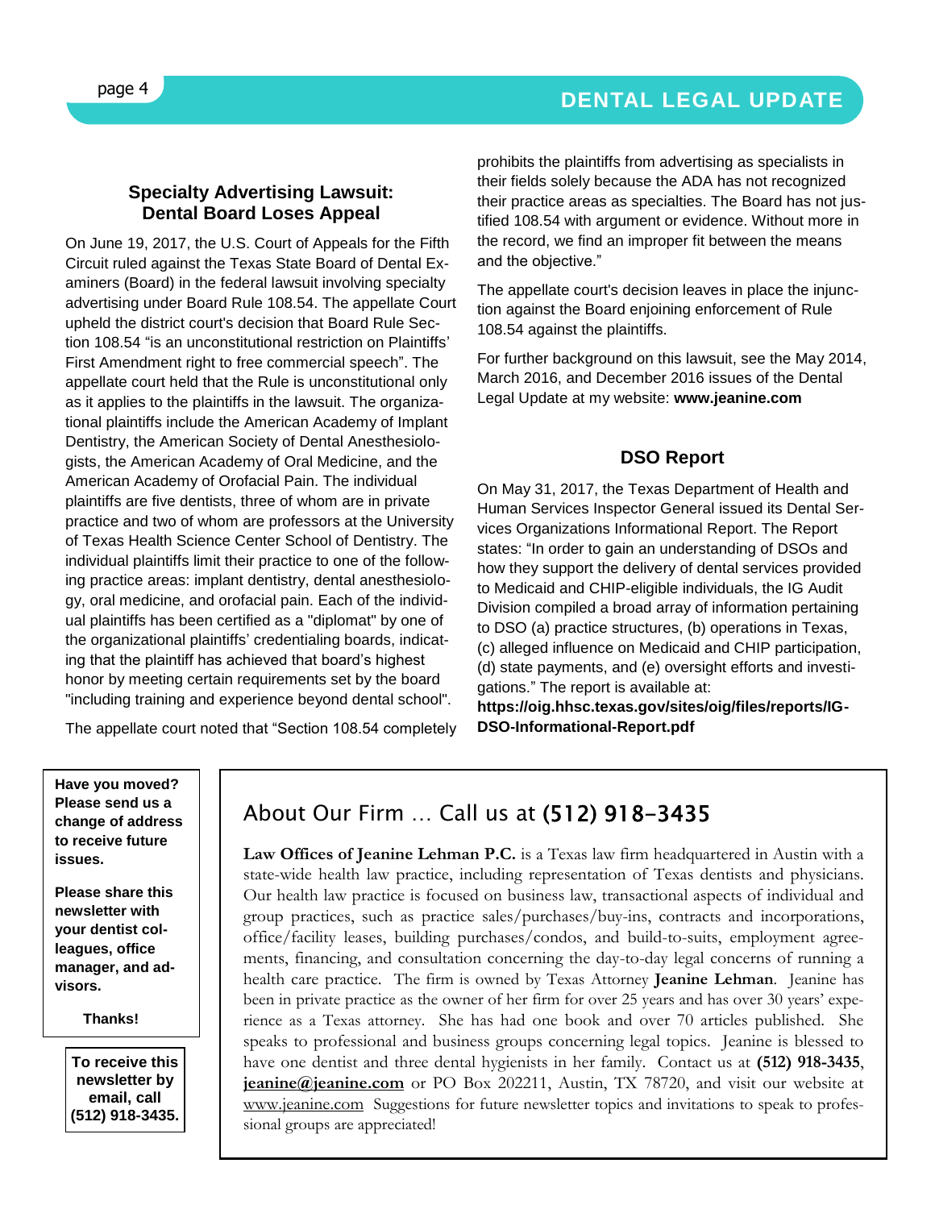## Specialty Advertising Lawsuit: Dental Board Loses Appeal

On June 19, 2017, the U.S. Court of Appeals for the Fifth Circuit ruled against the Texas State Board of Dental Examiners (Board) in the federal lawsuit involving specialty advertising under Board Rule 108.54. The appellate Court upheld the district court's decision that Board Rule Section 108.54 "is an unconstitutional restriction on Plaintiffs' First Amendment right to free commercial speech". The appellate court held that the Rule is unconstitutional only as it applies to the plaintiffs in the lawsuit. The organizational plaintiffs include the American Academy of Implant Dentistry, the American Society of Dental Anesthesiologists, the American Academy of Oral Medicine, and the American Academy of Orofacial Pain. The individual plaintiffs are five dentists, three of whom are in private practice and two of whom are professors at the University of Texas Health Science Center School of Dentistry. The individual plaintiffs limit their practice to one of the following practice areas: implant dentistry, dental anesthesiology, oral medicine, and orofacial pain. Each of the individual plaintiffs has been certified as a "diplomat" by one of the organizational plaintiffs' credentialing boards, indicating that the plaintiff has achieved that board's highest honor by meeting certain requirements set by the board "including training and experience beyond dental school".

The appellate court noted that "Section 108.54 completely prohibits the plaintiffs from advertising as specialists in their fields solely because the ADA has not recognized their practice areas as specialties. The Board has not justified 108.54 with argument or evidence. Without more in the record, we find an improper fit between the means and the objective."

The appellate court's decision leaves in place the injunction against the Board enjoining enforcement of Rule 108.54 against the plaintiffs.

For further background on this lawsuit, see the May 2014, March 2016, and December 2016 issues of the Dental Legal Update at my website: **www.jeanine.com**

## DSO Report

On May 31, 2017, the Texas Department of Health and Human Services Inspector General issued its Dental Services Organizations Informational Report. The Report states: "In order to gain an understanding of DSOs and how they support the delivery of dental services provided to Medicaid and CHIP-eligible individuals, the IG Audit Division compiled a broad array of information pertaining to DSO (a) practice structures, (b) operations in Texas, (c) alleged influence on Medicaid and CHIP participation, (d) state payments, and (e) oversight efforts and investigations." The report is available at: **https://oig.hhsc.texas.gov/sites/oig/files/reports/IG-DSO-Informational-Report.pdf**

**Have you moved? Please send us a change of address to receive future issues.**

**Please share this newsletter with your dentist colleagues, office manager, and advisors.**

**Thanks!**

**To receive this newsletter by email, call (512) 918-3435.**

## About Our Firm … Call us at (512) 918-3435

**Law Offices of Jeanine Lehman P.C.** is a Texas law firm headquartered in Austin with a state-wide health law practice, including representation of Texas dentists and physicians. Our health law practice is focused on business law, transactional aspects of individual and group practices, such as practice sales/purchases/buy-ins, contracts and incorporations, office/facility leases, building purchases/condos, and build-to-suits, employment agreements, financing, and consultation concerning the day-to-day legal concerns of running a health care practice. The firm is owned by Texas Attorney **Jeanine Lehman**. Jeanine has been in private practice as the owner of her firm for over 25 years and has over 30 years' experience as a Texas attorney. She has had one book and over 70 articles published. She speaks to professional and business groups concerning legal topics. Jeanine is blessed to have one dentist and three dental hygienists in her family. Contact us at **(512) 918-3435**, **jeanine@jeanine.com** or PO Box 202211, Austin, TX 78720, and visit our website at www.jeanine.com Suggestions for future newsletter topics and invitations to speak to professional groups are appreciated!